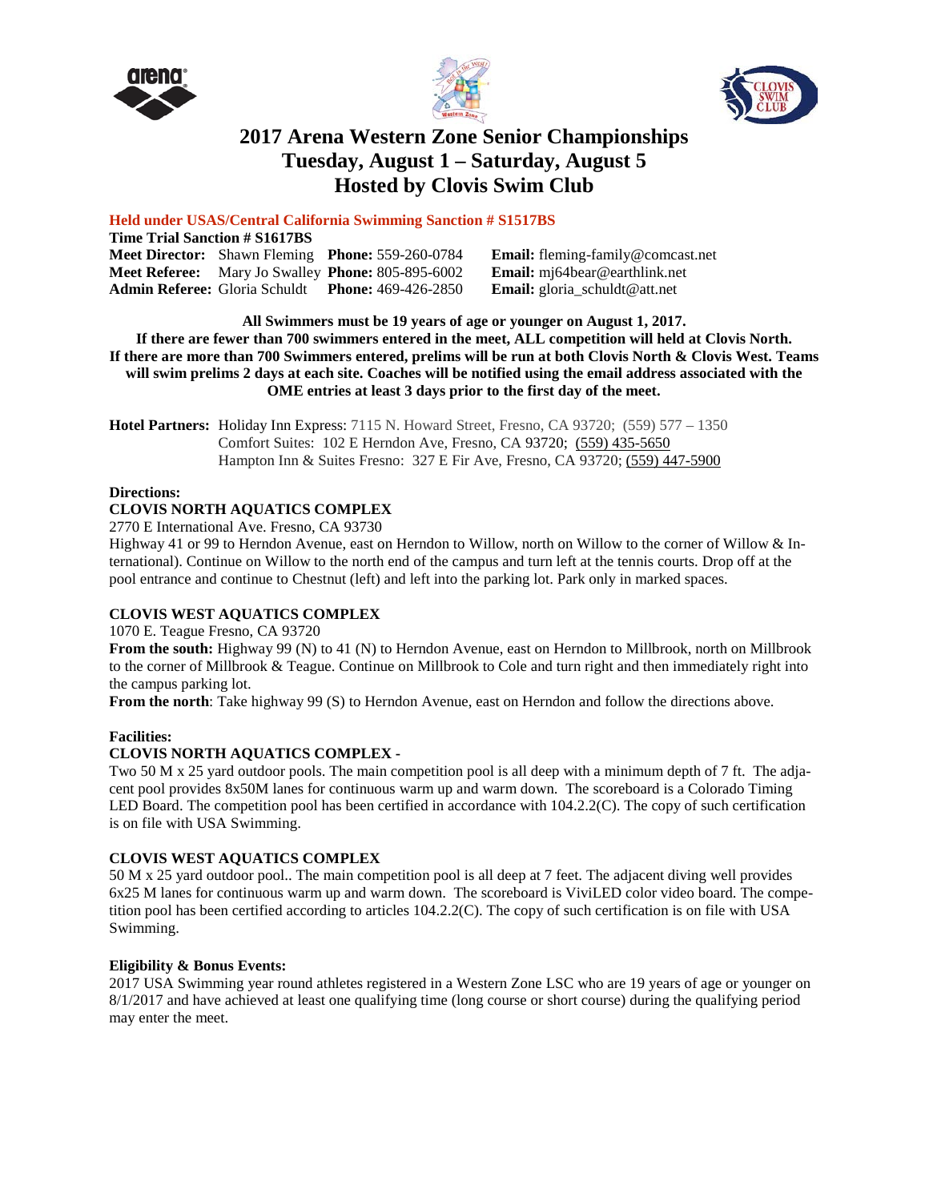# 2017 Arena Western Zone Senior Championships
# Tuesday, August 1 – Saturday, August 5
# Hosted by Clovis Swim Club

**Held under USAS/Central California Swimming Sanction # S1517BS**

**Time Trial Sanction # S1617BS**

**Meet Director:** Shawn Fleming **Phone:** 559-260-0784 **Email:** fleming-family@comcast.net
**Meet Referee:** Mary Jo Swalley **Phone:** 805-895-6002 **Email:** mj64bear@earthlink.net
**Admin Referee:** Gloria Schuldt **Phone:** 469-426-2850 **Email:** gloria_schuldt@att.net

**All Swimmers must be 19 years of age or younger on August 1, 2017.**
**If there are fewer than 700 swimmers entered in the meet, ALL competition will held at Clovis North.**
**If there are more than 700 Swimmers entered, prelims will be run at both Clovis North & Clovis West. Teams will swim prelims 2 days at each site. Coaches will be notified using the email address associated with the OME entries at least 3 days prior to the first day of the meet.**

**Hotel Partners:** Holiday Inn Express: 7115 N. Howard Street, Fresno, CA 93720; (559) 577 – 1350
Comfort Suites: 102 E Herndon Ave, Fresno, CA 93720; (559) 435-5650
Hampton Inn & Suites Fresno: 327 E Fir Ave, Fresno, CA 93720; (559) 447-5900

**Directions:**

**CLOVIS NORTH AQUATICS COMPLEX**

2770 E International Ave. Fresno, CA 93730

Highway 41 or 99 to Herndon Avenue, east on Herndon to Willow, north on Willow to the corner of Willow & International). Continue on Willow to the north end of the campus and turn left at the tennis courts. Drop off at the pool entrance and continue to Chestnut (left) and left into the parking lot. Park only in marked spaces.

**CLOVIS WEST AQUATICS COMPLEX**

1070 E. Teague Fresno, CA 93720

**From the south:** Highway 99 (N) to 41 (N) to Herndon Avenue, east on Herndon to Millbrook, north on Millbrook to the corner of Millbrook & Teague. Continue on Millbrook to Cole and turn right and then immediately right into the campus parking lot.

**From the north**: Take highway 99 (S) to Herndon Avenue, east on Herndon and follow the directions above.

**Facilities:**

**CLOVIS NORTH AQUATICS COMPLEX -**

Two 50 M x 25 yard outdoor pools. The main competition pool is all deep with a minimum depth of 7 ft. The adjacent pool provides 8x50M lanes for continuous warm up and warm down. The scoreboard is a Colorado Timing LED Board. The competition pool has been certified in accordance with 104.2.2(C). The copy of such certification is on file with USA Swimming.

**CLOVIS WEST AQUATICS COMPLEX**

50 M x 25 yard outdoor pool.. The main competition pool is all deep at 7 feet. The adjacent diving well provides 6x25 M lanes for continuous warm up and warm down. The scoreboard is ViviLED color video board. The competition pool has been certified according to articles 104.2.2(C). The copy of such certification is on file with USA Swimming.

**Eligibility & Bonus Events:**

2017 USA Swimming year round athletes registered in a Western Zone LSC who are 19 years of age or younger on 8/1/2017 and have achieved at least one qualifying time (long course or short course) during the qualifying period may enter the meet.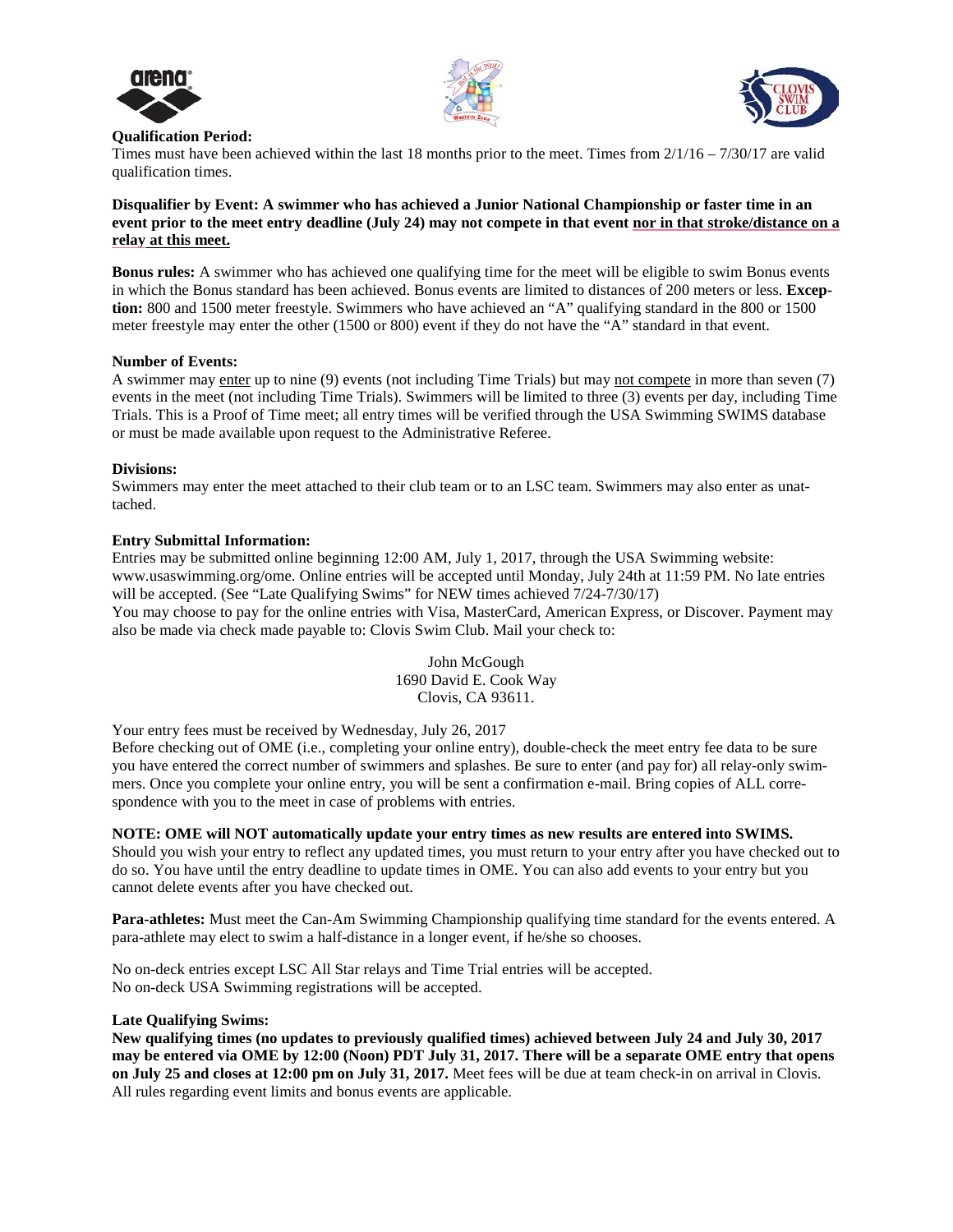**Qualification Period:**
Times must have been achieved within the last 18 months prior to the meet. Times from 2/1/16 – 7/30/17 are valid qualification times.

**Disqualifier by Event: A swimmer who has achieved a Junior National Championship or faster time in an event prior to the meet entry deadline (July 24) may not compete in that event <u>nor in that stroke/distance on a relay at this meet.</u>**

**Bonus rules:** A swimmer who has achieved one qualifying time for the meet will be eligible to swim Bonus events in which the Bonus standard has been achieved. Bonus events are limited to distances of 200 meters or less. **Exception:** 800 and 1500 meter freestyle. Swimmers who have achieved an "A" qualifying standard in the 800 or 1500 meter freestyle may enter the other (1500 or 800) event if they do not have the "A" standard in that event.

**Number of Events:**
A swimmer may <u>enter</u> up to nine (9) events (not including Time Trials) but may <u>not compete</u> in more than seven (7) events in the meet (not including Time Trials). Swimmers will be limited to three (3) events per day, including Time Trials. This is a Proof of Time meet; all entry times will be verified through the USA Swimming SWIMS database or must be made available upon request to the Administrative Referee.

**Divisions:**
Swimmers may enter the meet attached to their club team or to an LSC team. Swimmers may also enter as unattached.

**Entry Submittal Information:**
Entries may be submitted online beginning 12:00 AM, July 1, 2017, through the USA Swimming website: www.usaswimming.org/ome. Online entries will be accepted until Monday, July 24th at 11:59 PM. No late entries will be accepted. (See "Late Qualifying Swims" for NEW times achieved 7/24-7/30/17)
You may choose to pay for the online entries with Visa, MasterCard, American Express, or Discover. Payment may also be made via check made payable to: Clovis Swim Club. Mail your check to:

John McGough
1690 David E. Cook Way
Clovis, CA 93611.

Your entry fees must be received by Wednesday, July 26, 2017
Before checking out of OME (i.e., completing your online entry), double-check the meet entry fee data to be sure you have entered the correct number of swimmers and splashes. Be sure to enter (and pay for) all relay-only swimmers. Once you complete your online entry, you will be sent a confirmation e-mail. Bring copies of ALL correspondence with you to the meet in case of problems with entries.

**NOTE: OME will NOT automatically update your entry times as new results are entered into SWIMS.**
Should you wish your entry to reflect any updated times, you must return to your entry after you have checked out to do so. You have until the entry deadline to update times in OME. You can also add events to your entry but you cannot delete events after you have checked out.

**Para-athletes:** Must meet the Can-Am Swimming Championship qualifying time standard for the events entered. A para-athlete may elect to swim a half-distance in a longer event, if he/she so chooses.

No on-deck entries except LSC All Star relays and Time Trial entries will be accepted.
No on-deck USA Swimming registrations will be accepted.

**Late Qualifying Swims:**
**New qualifying times (no updates to previously qualified times) achieved between July 24 and July 30, 2017 may be entered via OME by 12:00 (Noon) PDT July 31, 2017. There will be a separate OME entry that opens on July 25 and closes at 12:00 pm on July 31, 2017.** Meet fees will be due at team check-in on arrival in Clovis. All rules regarding event limits and bonus events are applicable.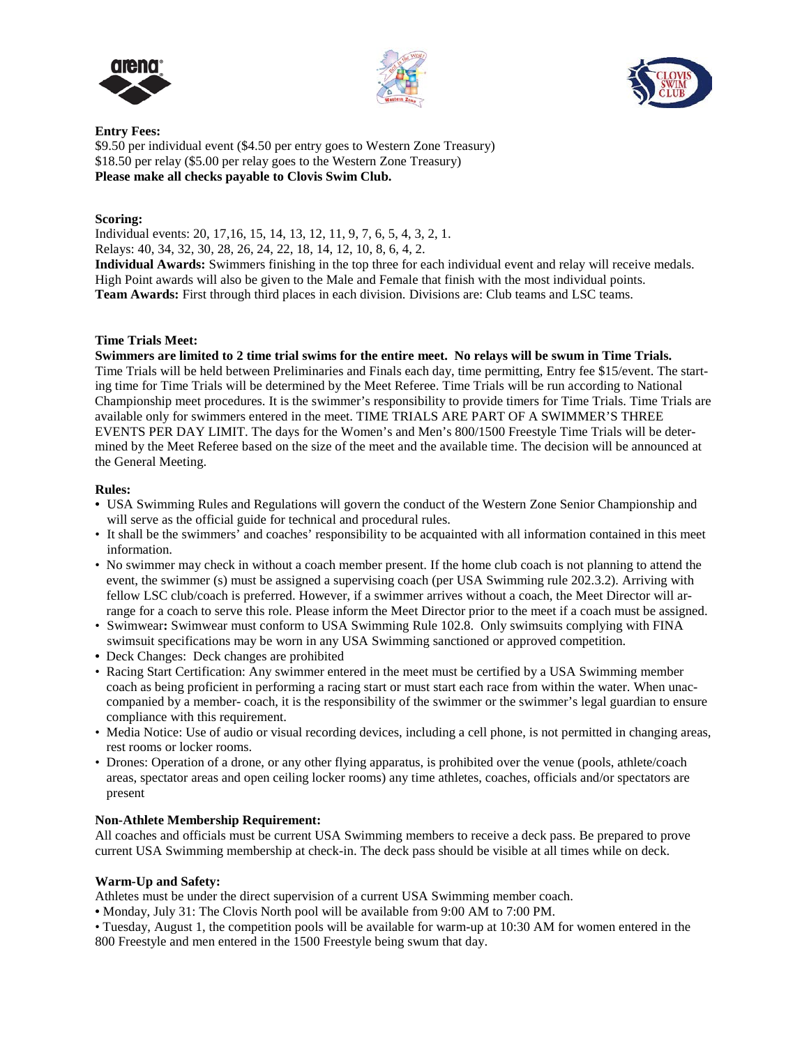**Entry Fees:**

$9.50 per individual event ($4.50 per entry goes to Western Zone Treasury)
$18.50 per relay ($5.00 per relay goes to the Western Zone Treasury)
**Please make all checks payable to Clovis Swim Club.**

**Scoring:**

Individual events: 20, 17,16, 15, 14, 13, 12, 11, 9, 7, 6, 5, 4, 3, 2, 1.
Relays: 40, 34, 32, 30, 28, 26, 24, 22, 18, 14, 12, 10, 8, 6, 4, 2.
**Individual Awards:** Swimmers finishing in the top three for each individual event and relay will receive medals. High Point awards will also be given to the Male and Female that finish with the most individual points.
**Team Awards:** First through third places in each division. Divisions are: Club teams and LSC teams.

**Time Trials Meet:**

**Swimmers are limited to 2 time trial swims for the entire meet. No relays will be swum in Time Trials.** Time Trials will be held between Preliminaries and Finals each day, time permitting, Entry fee $15/event. The starting time for Time Trials will be determined by the Meet Referee. Time Trials will be run according to National Championship meet procedures. It is the swimmer's responsibility to provide timers for Time Trials. Time Trials are available only for swimmers entered in the meet. TIME TRIALS ARE PART OF A SWIMMER'S THREE EVENTS PER DAY LIMIT. The days for the Women's and Men's 800/1500 Freestyle Time Trials will be determined by the Meet Referee based on the size of the meet and the available time. The decision will be announced at the General Meeting.

**Rules:**

- USA Swimming Rules and Regulations will govern the conduct of the Western Zone Senior Championship and will serve as the official guide for technical and procedural rules.
- It shall be the swimmers' and coaches' responsibility to be acquainted with all information contained in this meet information.
- No swimmer may check in without a coach member present. If the home club coach is not planning to attend the event, the swimmer (s) must be assigned a supervising coach (per USA Swimming rule 202.3.2). Arriving with fellow LSC club/coach is preferred. However, if a swimmer arrives without a coach, the Meet Director will arrange for a coach to serve this role. Please inform the Meet Director prior to the meet if a coach must be assigned.
- Swimwear**:** Swimwear must conform to USA Swimming Rule 102.8. Only swimsuits complying with FINA swimsuit specifications may be worn in any USA Swimming sanctioned or approved competition.
- Deck Changes: Deck changes are prohibited
- Racing Start Certification: Any swimmer entered in the meet must be certified by a USA Swimming member coach as being proficient in performing a racing start or must start each race from within the water. When unaccompanied by a member- coach, it is the responsibility of the swimmer or the swimmer's legal guardian to ensure compliance with this requirement.
- Media Notice: Use of audio or visual recording devices, including a cell phone, is not permitted in changing areas, rest rooms or locker rooms.
- Drones: Operation of a drone, or any other flying apparatus, is prohibited over the venue (pools, athlete/coach areas, spectator areas and open ceiling locker rooms) any time athletes, coaches, officials and/or spectators are present

**Non-Athlete Membership Requirement:**

All coaches and officials must be current USA Swimming members to receive a deck pass. Be prepared to prove current USA Swimming membership at check-in. The deck pass should be visible at all times while on deck.

**Warm-Up and Safety:**

Athletes must be under the direct supervision of a current USA Swimming member coach.

- Monday, July 31: The Clovis North pool will be available from 9:00 AM to 7:00 PM.
- Tuesday, August 1, the competition pools will be available for warm-up at 10:30 AM for women entered in the 800 Freestyle and men entered in the 1500 Freestyle being swum that day.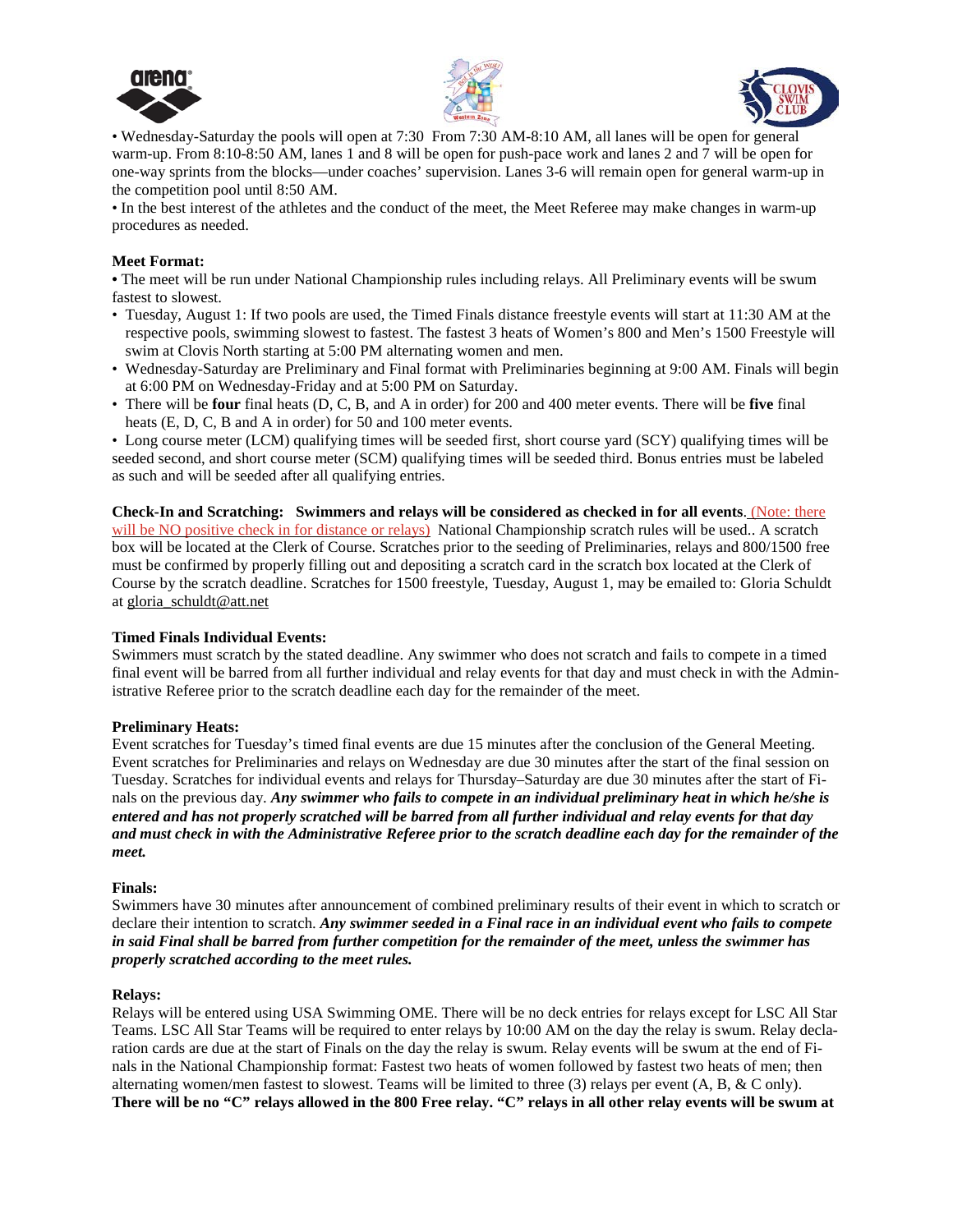• Wednesday-Saturday the pools will open at 7:30 From 7:30 AM-8:10 AM, all lanes will be open for general warm-up. From 8:10-8:50 AM, lanes 1 and 8 will be open for push-pace work and lanes 2 and 7 will be open for one-way sprints from the blocks—under coaches' supervision. Lanes 3-6 will remain open for general warm-up in the competition pool until 8:50 AM.

• In the best interest of the athletes and the conduct of the meet, the Meet Referee may make changes in warm-up procedures as needed.

**Meet Format:**

• The meet will be run under National Championship rules including relays. All Preliminary events will be swum fastest to slowest.

- Tuesday, August 1: If two pools are used, the Timed Finals distance freestyle events will start at 11:30 AM at the respective pools, swimming slowest to fastest. The fastest 3 heats of Women's 800 and Men's 1500 Freestyle will swim at Clovis North starting at 5:00 PM alternating women and men.
- Wednesday-Saturday are Preliminary and Final format with Preliminaries beginning at 9:00 AM. Finals will begin at 6:00 PM on Wednesday-Friday and at 5:00 PM on Saturday.
- There will be **four** final heats (D, C, B, and A in order) for 200 and 400 meter events. There will be **five** final heats (E, D, C, B and A in order) for 50 and 100 meter events.

• Long course meter (LCM) qualifying times will be seeded first, short course yard (SCY) qualifying times will be seeded second, and short course meter (SCM) qualifying times will be seeded third. Bonus entries must be labeled as such and will be seeded after all qualifying entries.

**Check-In and Scratching: Swimmers and relays will be considered as checked in for all events**. (Note: there will be NO positive check in for distance or relays) National Championship scratch rules will be used.. A scratch box will be located at the Clerk of Course. Scratches prior to the seeding of Preliminaries, relays and 800/1500 free must be confirmed by properly filling out and depositing a scratch card in the scratch box located at the Clerk of Course by the scratch deadline. Scratches for 1500 freestyle, Tuesday, August 1, may be emailed to: Gloria Schuldt at gloria_schuldt@att.net

**Timed Finals Individual Events:**

Swimmers must scratch by the stated deadline. Any swimmer who does not scratch and fails to compete in a timed final event will be barred from all further individual and relay events for that day and must check in with the Administrative Referee prior to the scratch deadline each day for the remainder of the meet.

**Preliminary Heats:**

Event scratches for Tuesday's timed final events are due 15 minutes after the conclusion of the General Meeting. Event scratches for Preliminaries and relays on Wednesday are due 30 minutes after the start of the final session on Tuesday. Scratches for individual events and relays for Thursday–Saturday are due 30 minutes after the start of Finals on the previous day. ***Any swimmer who fails to compete in an individual preliminary heat in which he/she is entered and has not properly scratched will be barred from all further individual and relay events for that day and must check in with the Administrative Referee prior to the scratch deadline each day for the remainder of the meet.***

**Finals:**

Swimmers have 30 minutes after announcement of combined preliminary results of their event in which to scratch or declare their intention to scratch. ***Any swimmer seeded in a Final race in an individual event who fails to compete in said Final shall be barred from further competition for the remainder of the meet, unless the swimmer has properly scratched according to the meet rules.***

**Relays:**

Relays will be entered using USA Swimming OME. There will be no deck entries for relays except for LSC All Star Teams. LSC All Star Teams will be required to enter relays by 10:00 AM on the day the relay is swum. Relay declaration cards are due at the start of Finals on the day the relay is swum. Relay events will be swum at the end of Finals in the National Championship format: Fastest two heats of women followed by fastest two heats of men; then alternating women/men fastest to slowest. Teams will be limited to three (3) relays per event (A, B, & C only). **There will be no "C" relays allowed in the 800 Free relay. "C" relays in all other relay events will be swum at**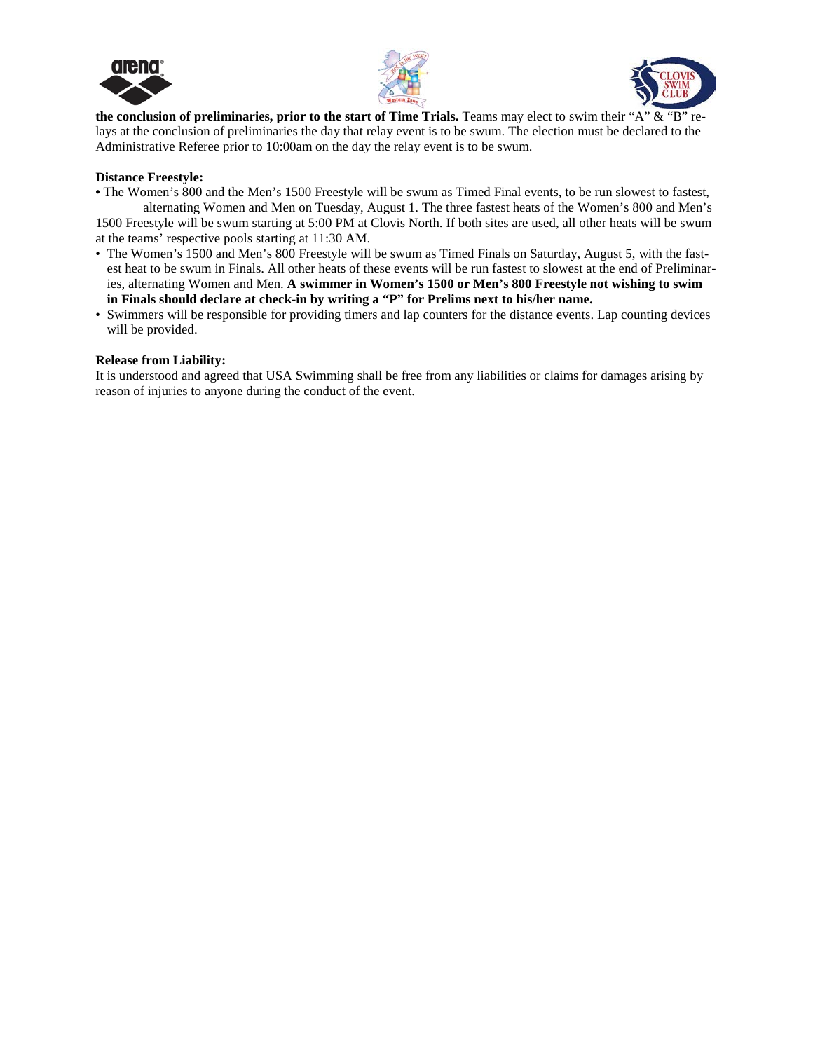**the conclusion of preliminaries, prior to the start of Time Trials.** Teams may elect to swim their "A" & "B" relays at the conclusion of preliminaries the day that relay event is to be swum. The election must be declared to the Administrative Referee prior to 10:00am on the day the relay event is to be swum.

**Distance Freestyle:**

- The Women's 800 and the Men's 1500 Freestyle will be swum as Timed Final events, to be run slowest to fastest, alternating Women and Men on Tuesday, August 1. The three fastest heats of the Women's 800 and Men's 1500 Freestyle will be swum starting at 5:00 PM at Clovis North. If both sites are used, all other heats will be swum at the teams' respective pools starting at 11:30 AM.
- The Women's 1500 and Men's 800 Freestyle will be swum as Timed Finals on Saturday, August 5, with the fastest heat to be swum in Finals. All other heats of these events will be run fastest to slowest at the end of Preliminaries, alternating Women and Men. **A swimmer in Women's 1500 or Men's 800 Freestyle not wishing to swim in Finals should declare at check-in by writing a "P" for Prelims next to his/her name.**
- Swimmers will be responsible for providing timers and lap counters for the distance events. Lap counting devices will be provided.

**Release from Liability:**

It is understood and agreed that USA Swimming shall be free from any liabilities or claims for damages arising by reason of injuries to anyone during the conduct of the event.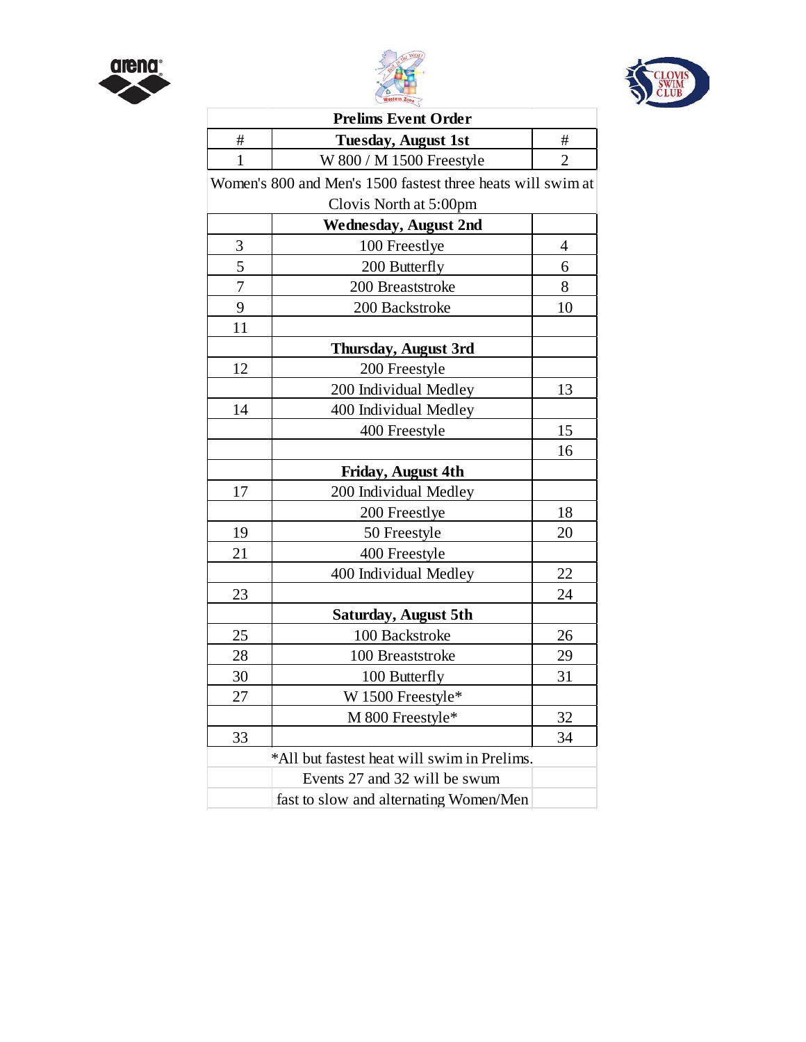| # | Prelims Event Order | # |
|---|---|---|
| # | **Tuesday, August 1st** | # |
| 1 | W 800 / M 1500 Freestyle | 2 |
| | Women's 800 and Men's 1500 fastest three heats will swim at Clovis North at 5:00pm | |
| | **Wednesday, August 2nd** | |
| 3 | 100 Freestlye | 4 |
| 5 | 200 Butterfly | 6 |
| 7 | 200 Breaststroke | 8 |
| 9 | 200 Backstroke | 10 |
| 11 | | |
| | **Thursday, August 3rd** | |
| 12 | 200 Freestyle | |
| | 200 Individual Medley | 13 |
| 14 | 400 Individual Medley | |
| | 400 Freestyle | 15 |
| | | 16 |
| | **Friday, August 4th** | |
| 17 | 200 Individual Medley | |
| | 200 Freestlye | 18 |
| 19 | 50 Freestyle | 20 |
| 21 | 400 Freestyle | |
| | 400 Individual Medley | 22 |
| 23 | | 24 |
| | **Saturday, August 5th** | |
| 25 | 100 Backstroke | 26 |
| 28 | 100 Breaststroke | 29 |
| 30 | 100 Butterfly | 31 |
| 27 | W 1500 Freestyle* | |
| | M 800 Freestyle* | 32 |
| 33 | | 34 |
| | *All but fastest heat will swim in Prelims. | |
| | Events 27 and 32 will be swum | |
| | fast to slow and alternating Women/Men | |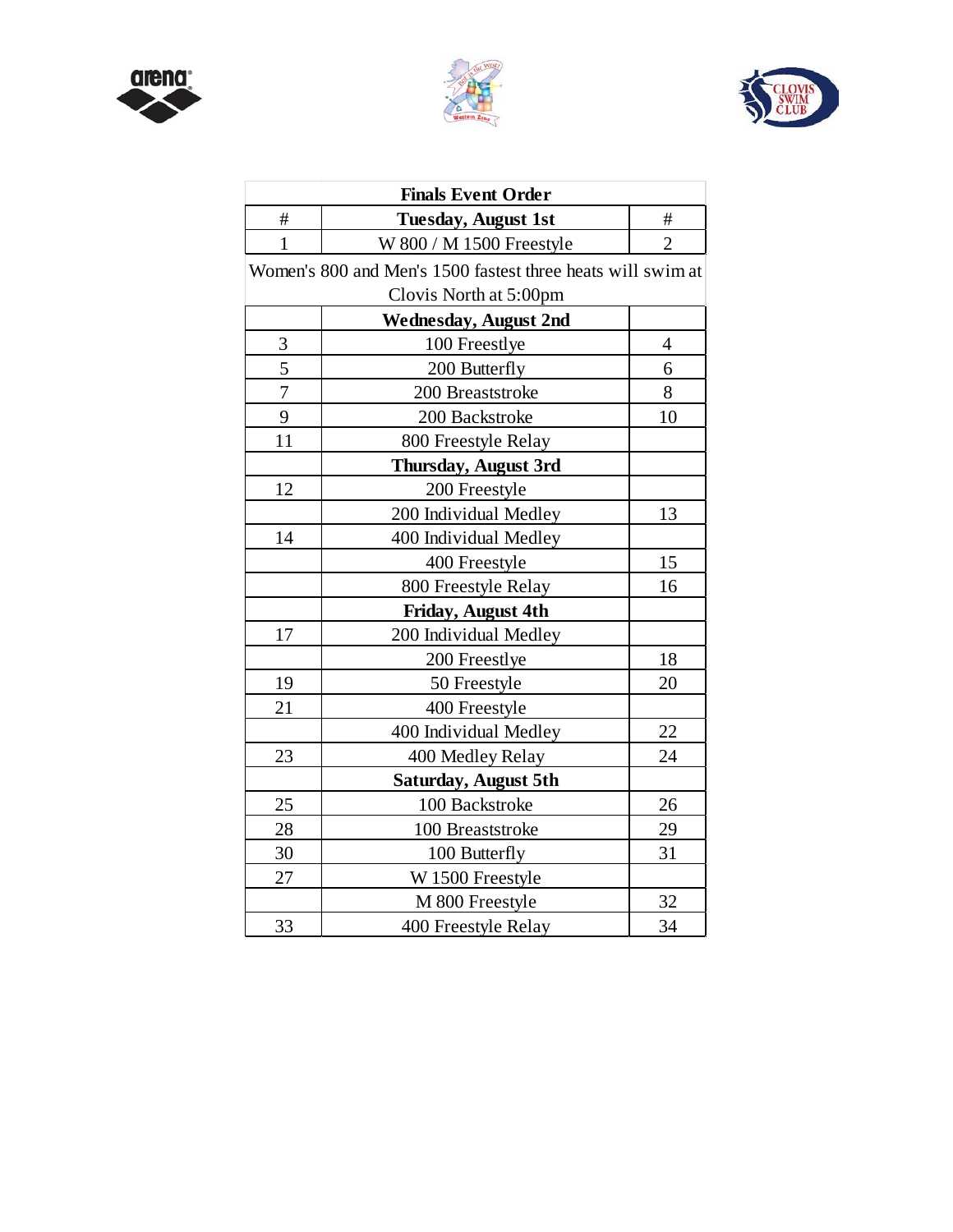| Finals Event Order | | |
|---|---|---|
| # | **Tuesday, August 1st** | # |
| 1 | W 800 / M 1500 Freestyle | 2 |
| Women's 800 and Men's 1500 fastest three heats will swim at Clovis North at 5:00pm | | |
| | **Wednesday, August 2nd** | |
| 3 | 100 Freestlye | 4 |
| 5 | 200 Butterfly | 6 |
| 7 | 200 Breaststroke | 8 |
| 9 | 200 Backstroke | 10 |
| 11 | 800 Freestyle Relay | |
| | **Thursday, August 3rd** | |
| 12 | 200 Freestyle | |
| | 200 Individual Medley | 13 |
| 14 | 400 Individual Medley | |
| | 400 Freestyle | 15 |
| | 800 Freestyle Relay | 16 |
| | **Friday, August 4th** | |
| 17 | 200 Individual Medley | |
| | 200 Freestlye | 18 |
| 19 | 50 Freestyle | 20 |
| 21 | 400 Freestyle | |
| | 400 Individual Medley | 22 |
| 23 | 400 Medley Relay | 24 |
| | **Saturday, August 5th** | |
| 25 | 100 Backstroke | 26 |
| 28 | 100 Breaststroke | 29 |
| 30 | 100 Butterfly | 31 |
| 27 | W 1500 Freestyle | |
| | M 800 Freestyle | 32 |
| 33 | 400 Freestyle Relay | 34 |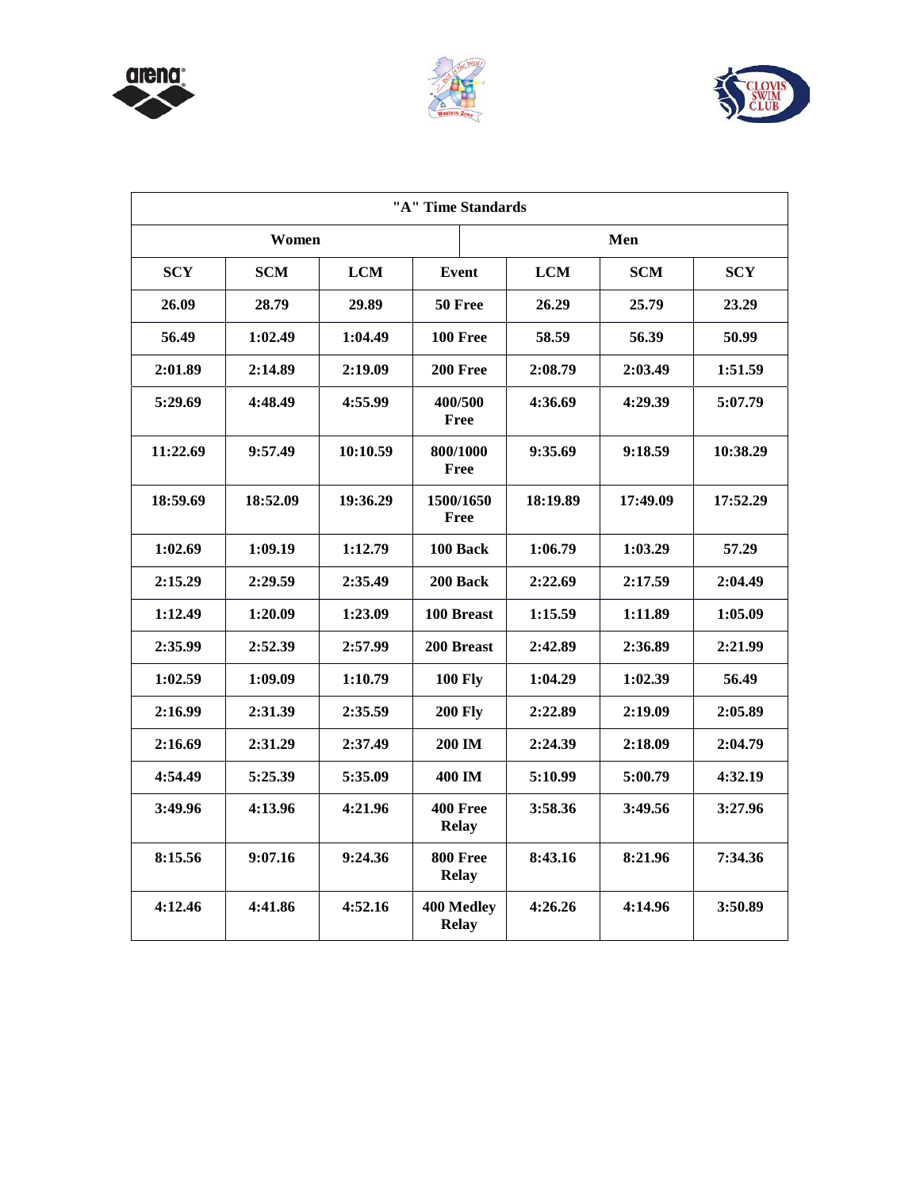| "A" Time Standards | | | | | | |
|---|---|---|---|---|---|---|
| Women | | | | Men | | |
| SCY | SCM | LCM | Event | LCM | SCM | SCY |
| 26.09 | 28.79 | 29.89 | 50 Free | 26.29 | 25.79 | 23.29 |
| 56.49 | 1:02.49 | 1:04.49 | 100 Free | 58.59 | 56.39 | 50.99 |
| 2:01.89 | 2:14.89 | 2:19.09 | 200 Free | 2:08.79 | 2:03.49 | 1:51.59 |
| 5:29.69 | 4:48.49 | 4:55.99 | 400/500 Free | 4:36.69 | 4:29.39 | 5:07.79 |
| 11:22.69 | 9:57.49 | 10:10.59 | 800/1000 Free | 9:35.69 | 9:18.59 | 10:38.29 |
| 18:59.69 | 18:52.09 | 19:36.29 | 1500/1650 Free | 18:19.89 | 17:49.09 | 17:52.29 |
| 1:02.69 | 1:09.19 | 1:12.79 | 100 Back | 1:06.79 | 1:03.29 | 57.29 |
| 2:15.29 | 2:29.59 | 2:35.49 | 200 Back | 2:22.69 | 2:17.59 | 2:04.49 |
| 1:12.49 | 1:20.09 | 1:23.09 | 100 Breast | 1:15.59 | 1:11.89 | 1:05.09 |
| 2:35.99 | 2:52.39 | 2:57.99 | 200 Breast | 2:42.89 | 2:36.89 | 2:21.99 |
| 1:02.59 | 1:09.09 | 1:10.79 | 100 Fly | 1:04.29 | 1:02.39 | 56.49 |
| 2:16.99 | 2:31.39 | 2:35.59 | 200 Fly | 2:22.89 | 2:19.09 | 2:05.89 |
| 2:16.69 | 2:31.29 | 2:37.49 | 200 IM | 2:24.39 | 2:18.09 | 2:04.79 |
| 4:54.49 | 5:25.39 | 5:35.09 | 400 IM | 5:10.99 | 5:00.79 | 4:32.19 |
| 3:49.96 | 4:13.96 | 4:21.96 | 400 Free Relay | 3:58.36 | 3:49.56 | 3:27.96 |
| 8:15.56 | 9:07.16 | 9:24.36 | 800 Free Relay | 8:43.16 | 8:21.96 | 7:34.36 |
| 4:12.46 | 4:41.86 | 4:52.16 | 400 Medley Relay | 4:26.26 | 4:14.96 | 3:50.89 |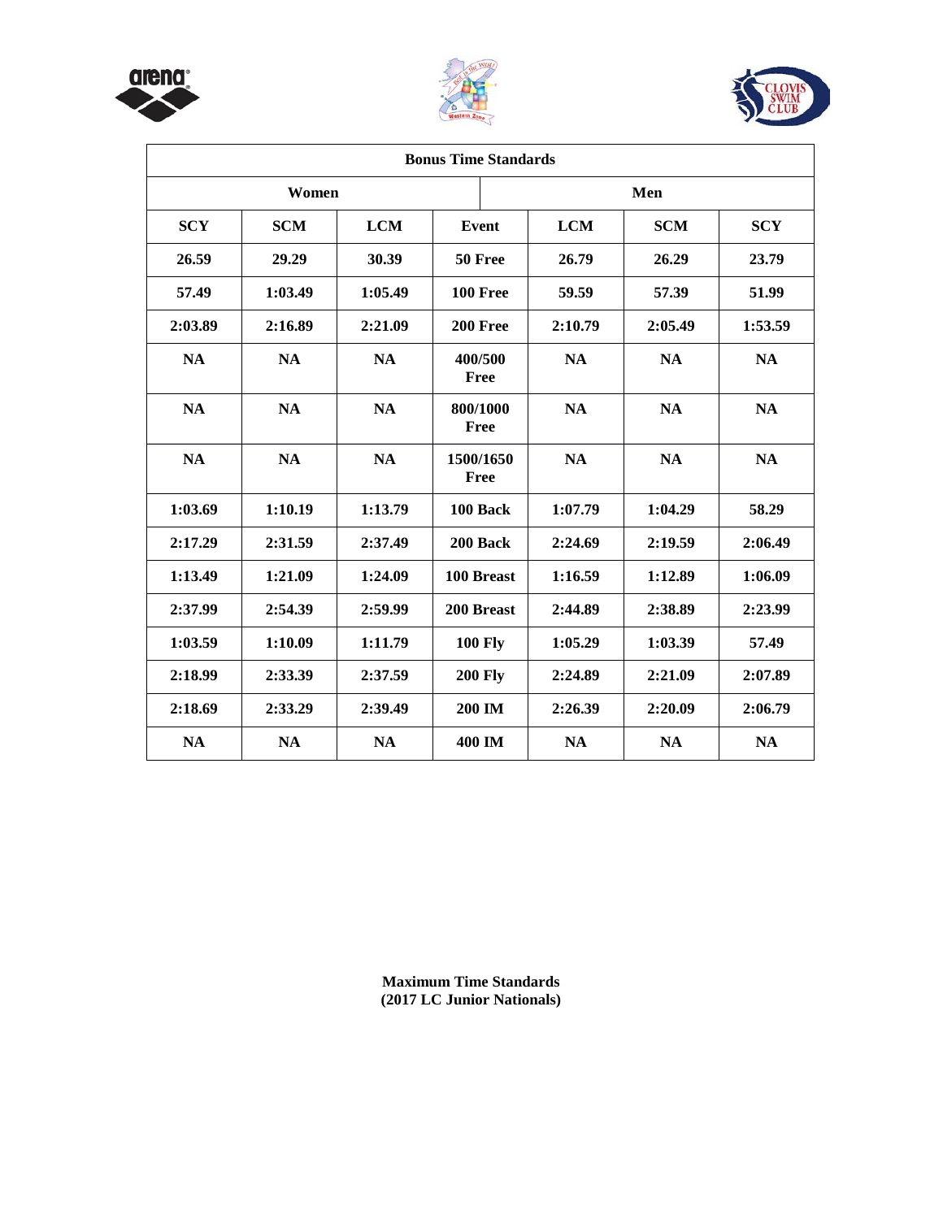| Bonus Time Standards | | | | | | |
|---|---|---|---|---|---|---|
| **Women** | | | | **Men** | | |
| **SCY** | **SCM** | **LCM** | **Event** | **LCM** | **SCM** | **SCY** |
| 26.59 | 29.29 | 30.39 | 50 Free | 26.79 | 26.29 | 23.79 |
| 57.49 | 1:03.49 | 1:05.49 | 100 Free | 59.59 | 57.39 | 51.99 |
| 2:03.89 | 2:16.89 | 2:21.09 | 200 Free | 2:10.79 | 2:05.49 | 1:53.59 |
| NA | NA | NA | 400/500 Free | NA | NA | NA |
| NA | NA | NA | 800/1000 Free | NA | NA | NA |
| NA | NA | NA | 1500/1650 Free | NA | NA | NA |
| 1:03.69 | 1:10.19 | 1:13.79 | 100 Back | 1:07.79 | 1:04.29 | 58.29 |
| 2:17.29 | 2:31.59 | 2:37.49 | 200 Back | 2:24.69 | 2:19.59 | 2:06.49 |
| 1:13.49 | 1:21.09 | 1:24.09 | 100 Breast | 1:16.59 | 1:12.89 | 1:06.09 |
| 2:37.99 | 2:54.39 | 2:59.99 | 200 Breast | 2:44.89 | 2:38.89 | 2:23.99 |
| 1:03.59 | 1:10.09 | 1:11.79 | 100 Fly | 1:05.29 | 1:03.39 | 57.49 |
| 2:18.99 | 2:33.39 | 2:37.59 | 200 Fly | 2:24.89 | 2:21.09 | 2:07.89 |
| 2:18.69 | 2:33.29 | 2:39.49 | 200 IM | 2:26.39 | 2:20.09 | 2:06.79 |
| NA | NA | NA | 400 IM | NA | NA | NA |

**Maximum Time Standards**
**(2017 LC Junior Nationals)**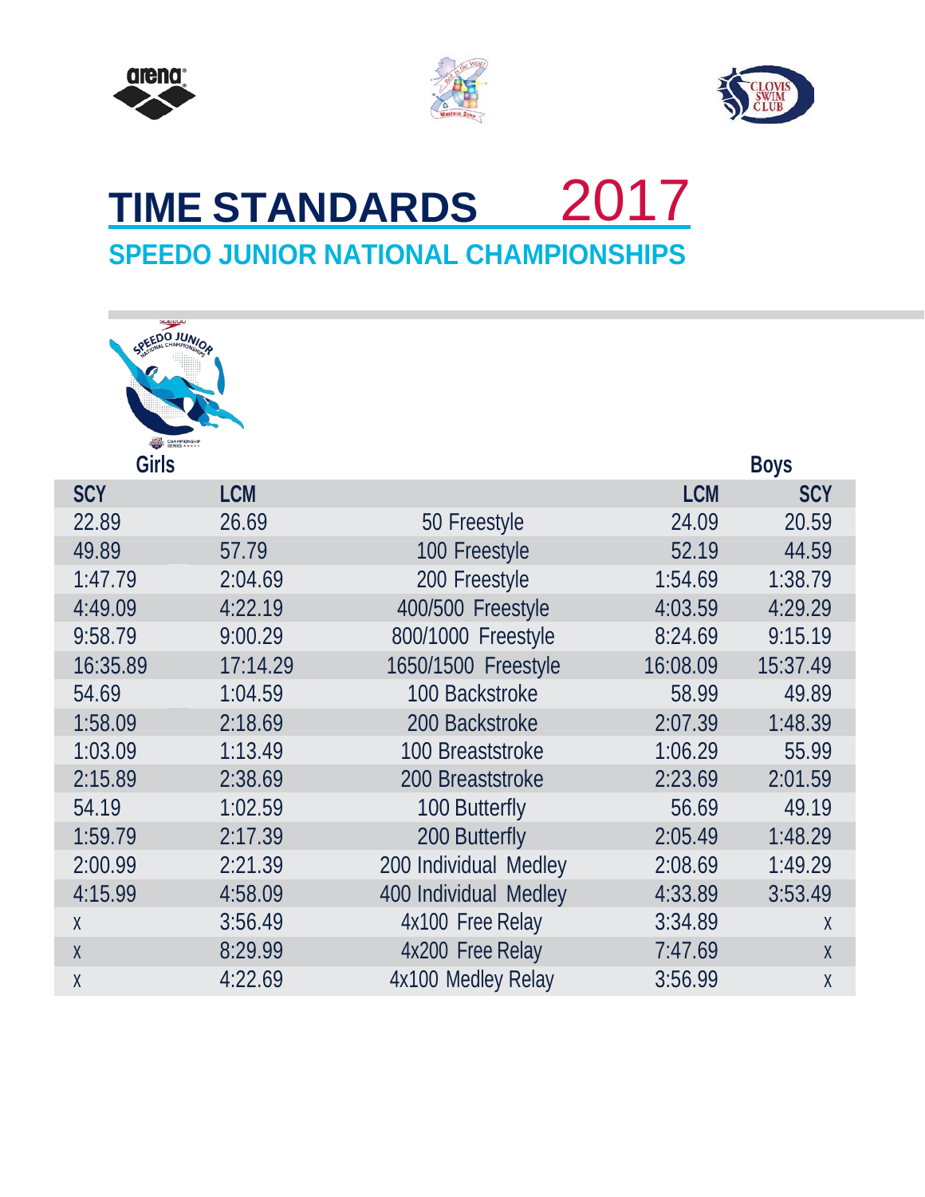# TIME STANDARDS 2017

## SPEEDO JUNIOR NATIONAL CHAMPIONSHIPS

| Girls SCY | Girls LCM | | Boys LCM | Boys SCY |
|---|---|---|---|---|
| 22.89 | 26.69 | 50 Freestyle | 24.09 | 20.59 |
| 49.89 | 57.79 | 100 Freestyle | 52.19 | 44.59 |
| 1:47.79 | 2:04.69 | 200 Freestyle | 1:54.69 | 1:38.79 |
| 4:49.09 | 4:22.19 | 400/500 Freestyle | 4:03.59 | 4:29.29 |
| 9:58.79 | 9:00.29 | 800/1000 Freestyle | 8:24.69 | 9:15.19 |
| 16:35.89 | 17:14.29 | 1650/1500 Freestyle | 16:08.09 | 15:37.49 |
| 54.69 | 1:04.59 | 100 Backstroke | 58.99 | 49.89 |
| 1:58.09 | 2:18.69 | 200 Backstroke | 2:07.39 | 1:48.39 |
| 1:03.09 | 1:13.49 | 100 Breaststroke | 1:06.29 | 55.99 |
| 2:15.89 | 2:38.69 | 200 Breaststroke | 2:23.69 | 2:01.59 |
| 54.19 | 1:02.59 | 100 Butterfly | 56.69 | 49.19 |
| 1:59.79 | 2:17.39 | 200 Butterfly | 2:05.49 | 1:48.29 |
| 2:00.99 | 2:21.39 | 200 Individual Medley | 2:08.69 | 1:49.29 |
| 4:15.99 | 4:58.09 | 400 Individual Medley | 4:33.89 | 3:53.49 |
| X | 3:56.49 | 4x100 Free Relay | 3:34.89 | X |
| X | 8:29.99 | 4x200 Free Relay | 7:47.69 | X |
| X | 4:22.69 | 4x100 Medley Relay | 3:56.99 | X |